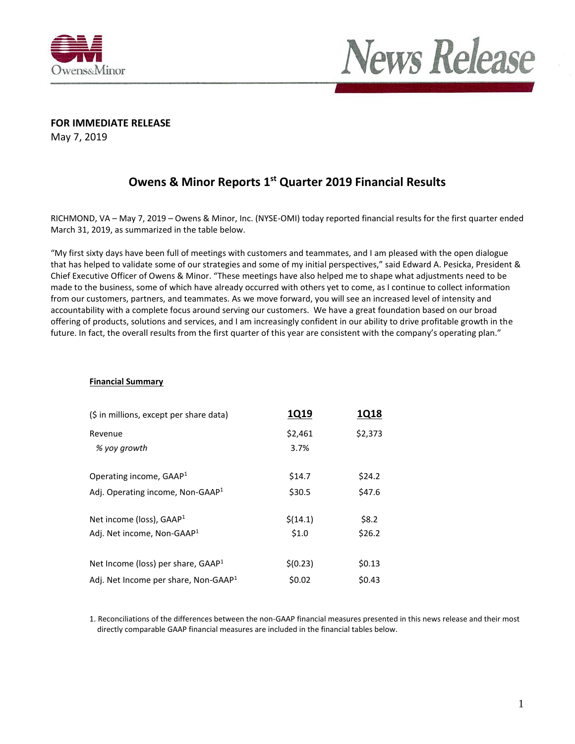**FOR IMMEDIATE RELEASE**
May 7, 2019

# Owens & Minor Reports 1st Quarter 2019 Financial Results

RICHMOND, VA – May 7, 2019 – Owens & Minor, Inc. (NYSE-OMI) today reported financial results for the first quarter ended March 31, 2019, as summarized in the table below.

"My first sixty days have been full of meetings with customers and teammates, and I am pleased with the open dialogue that has helped to validate some of our strategies and some of my initial perspectives," said Edward A. Pesicka, President & Chief Executive Officer of Owens & Minor. "These meetings have also helped me to shape what adjustments need to be made to the business, some of which have already occurred with others yet to come, as I continue to collect information from our customers, partners, and teammates. As we move forward, you will see an increased level of intensity and accountability with a complete focus around serving our customers. We have a great foundation based on our broad offering of products, solutions and services, and I am increasingly confident in our ability to drive profitable growth in the future. In fact, the overall results from the first quarter of this year are consistent with the company's operating plan."

**Financial Summary**

| ($ in millions, except per share data) | 1Q19 | 1Q18 |
|---|---|---|
| Revenue | $2,461 | $2,373 |
| *% yoy growth* | 3.7% | |
| Operating income, GAAP[1] | $14.7 | $24.2 |
| Adj. Operating income, Non-GAAP[1] | $30.5 | $47.6 |
| Net income (loss), GAAP[1] | $(14.1) | $8.2 |
| Adj. Net income, Non-GAAP[1] | $1.0 | $26.2 |
| Net Income (loss) per share, GAAP[1] | $(0.23) | $0.13 |
| Adj. Net Income per share, Non-GAAP[1] | $0.02 | $0.43 |

1. Reconciliations of the differences between the non-GAAP financial measures presented in this news release and their most directly comparable GAAP financial measures are included in the financial tables below.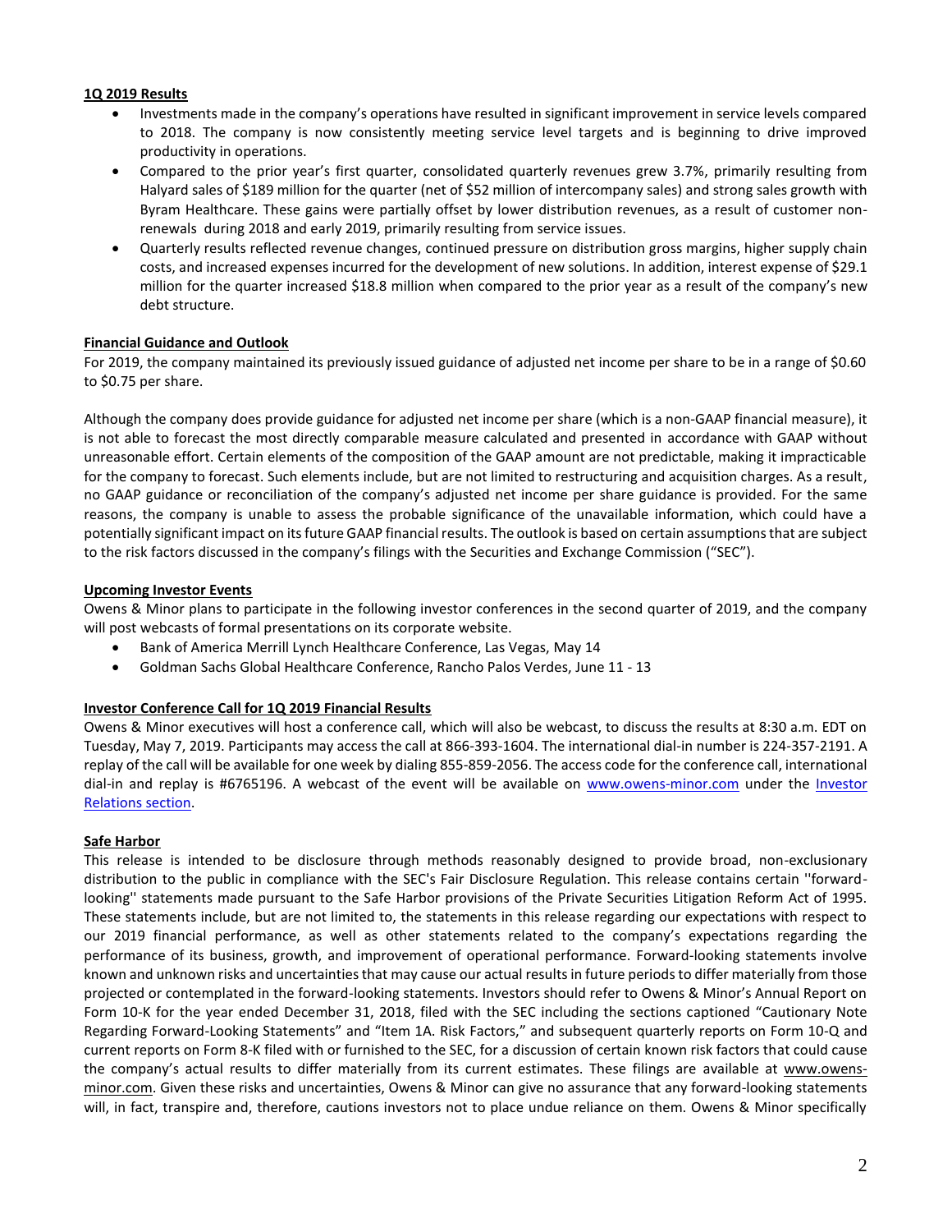**1Q 2019 Results**

- Investments made in the company's operations have resulted in significant improvement in service levels compared to 2018. The company is now consistently meeting service level targets and is beginning to drive improved productivity in operations.
- Compared to the prior year's first quarter, consolidated quarterly revenues grew 3.7%, primarily resulting from Halyard sales of $189 million for the quarter (net of $52 million of intercompany sales) and strong sales growth with Byram Healthcare. These gains were partially offset by lower distribution revenues, as a result of customer non-renewals during 2018 and early 2019, primarily resulting from service issues.
- Quarterly results reflected revenue changes, continued pressure on distribution gross margins, higher supply chain costs, and increased expenses incurred for the development of new solutions. In addition, interest expense of $29.1 million for the quarter increased $18.8 million when compared to the prior year as a result of the company's new debt structure.

**Financial Guidance and Outlook**

For 2019, the company maintained its previously issued guidance of adjusted net income per share to be in a range of $0.60 to $0.75 per share.

Although the company does provide guidance for adjusted net income per share (which is a non-GAAP financial measure), it is not able to forecast the most directly comparable measure calculated and presented in accordance with GAAP without unreasonable effort. Certain elements of the composition of the GAAP amount are not predictable, making it impracticable for the company to forecast. Such elements include, but are not limited to restructuring and acquisition charges. As a result, no GAAP guidance or reconciliation of the company's adjusted net income per share guidance is provided. For the same reasons, the company is unable to assess the probable significance of the unavailable information, which could have a potentially significant impact on its future GAAP financial results. The outlook is based on certain assumptions that are subject to the risk factors discussed in the company's filings with the Securities and Exchange Commission ("SEC").

**Upcoming Investor Events**

Owens & Minor plans to participate in the following investor conferences in the second quarter of 2019, and the company will post webcasts of formal presentations on its corporate website.

- Bank of America Merrill Lynch Healthcare Conference, Las Vegas, May 14
- Goldman Sachs Global Healthcare Conference, Rancho Palos Verdes, June 11 - 13

**Investor Conference Call for 1Q 2019 Financial Results**

Owens & Minor executives will host a conference call, which will also be webcast, to discuss the results at 8:30 a.m. EDT on Tuesday, May 7, 2019. Participants may access the call at 866-393-1604. The international dial-in number is 224-357-2191. A replay of the call will be available for one week by dialing 855-859-2056. The access code for the conference call, international dial-in and replay is #6765196. A webcast of the event will be available on www.owens-minor.com under the Investor Relations section.

**Safe Harbor**

This release is intended to be disclosure through methods reasonably designed to provide broad, non-exclusionary distribution to the public in compliance with the SEC's Fair Disclosure Regulation. This release contains certain ''forward-looking'' statements made pursuant to the Safe Harbor provisions of the Private Securities Litigation Reform Act of 1995. These statements include, but are not limited to, the statements in this release regarding our expectations with respect to our 2019 financial performance, as well as other statements related to the company's expectations regarding the performance of its business, growth, and improvement of operational performance. Forward-looking statements involve known and unknown risks and uncertainties that may cause our actual results in future periods to differ materially from those projected or contemplated in the forward-looking statements. Investors should refer to Owens & Minor's Annual Report on Form 10-K for the year ended December 31, 2018, filed with the SEC including the sections captioned "Cautionary Note Regarding Forward-Looking Statements" and "Item 1A. Risk Factors," and subsequent quarterly reports on Form 10-Q and current reports on Form 8-K filed with or furnished to the SEC, for a discussion of certain known risk factors that could cause the company's actual results to differ materially from its current estimates. These filings are available at www.owens-minor.com. Given these risks and uncertainties, Owens & Minor can give no assurance that any forward-looking statements will, in fact, transpire and, therefore, cautions investors not to place undue reliance on them. Owens & Minor specifically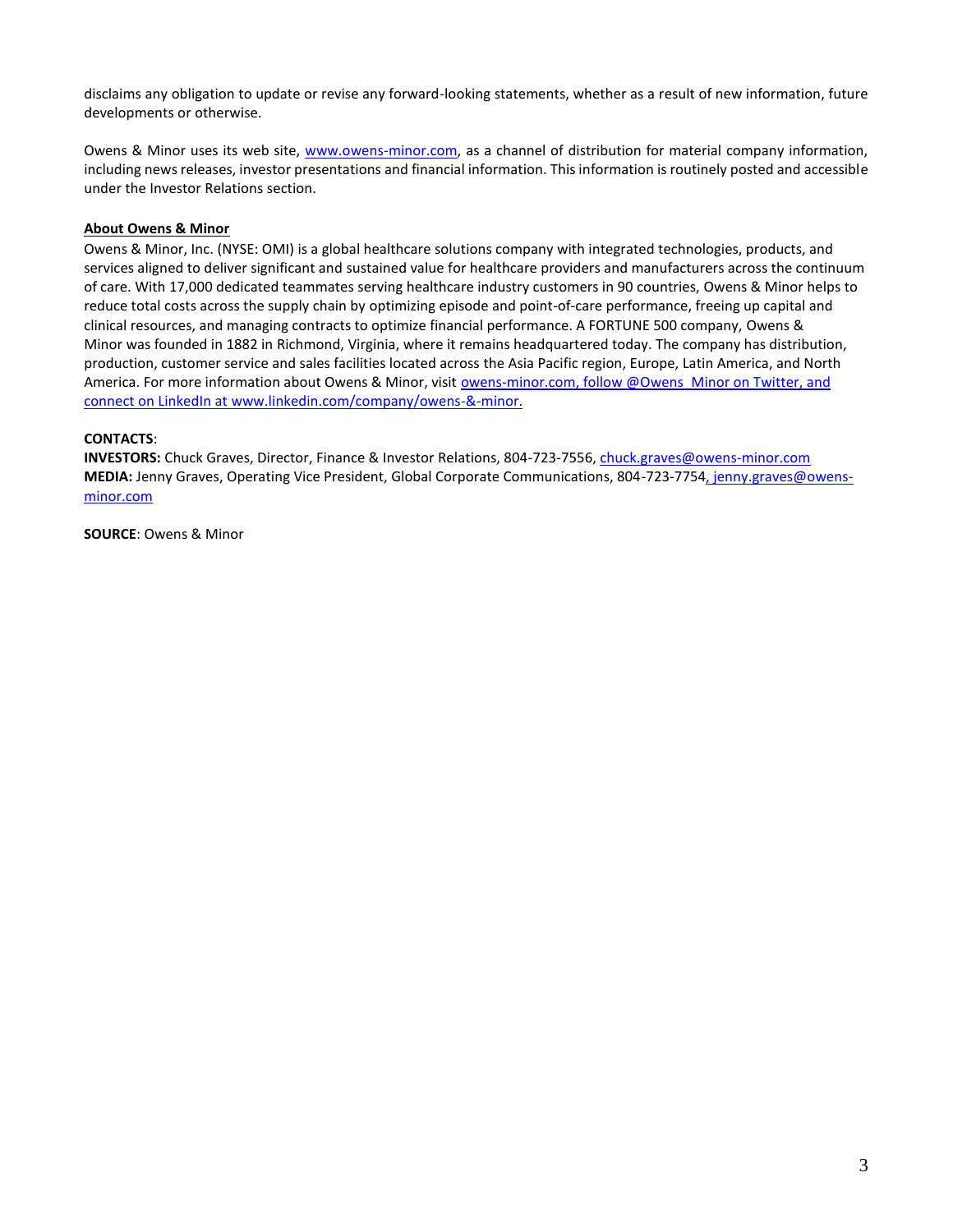disclaims any obligation to update or revise any forward-looking statements, whether as a result of new information, future developments or otherwise.

Owens & Minor uses its web site, www.owens-minor.com, as a channel of distribution for material company information, including news releases, investor presentations and financial information. This information is routinely posted and accessible under the Investor Relations section.

**About Owens & Minor**

Owens & Minor, Inc. (NYSE: OMI) is a global healthcare solutions company with integrated technologies, products, and services aligned to deliver significant and sustained value for healthcare providers and manufacturers across the continuum of care. With 17,000 dedicated teammates serving healthcare industry customers in 90 countries, Owens & Minor helps to reduce total costs across the supply chain by optimizing episode and point-of-care performance, freeing up capital and clinical resources, and managing contracts to optimize financial performance. A FORTUNE 500 company, Owens & Minor was founded in 1882 in Richmond, Virginia, where it remains headquartered today. The company has distribution, production, customer service and sales facilities located across the Asia Pacific region, Europe, Latin America, and North America. For more information about Owens & Minor, visit owens-minor.com, follow @Owens_Minor on Twitter, and connect on LinkedIn at www.linkedin.com/company/owens-&-minor.

**CONTACTS**:
**INVESTORS:** Chuck Graves, Director, Finance & Investor Relations, 804-723-7556, chuck.graves@owens-minor.com
**MEDIA:** Jenny Graves, Operating Vice President, Global Corporate Communications, 804-723-7754, jenny.graves@owens-minor.com

**SOURCE**: Owens & Minor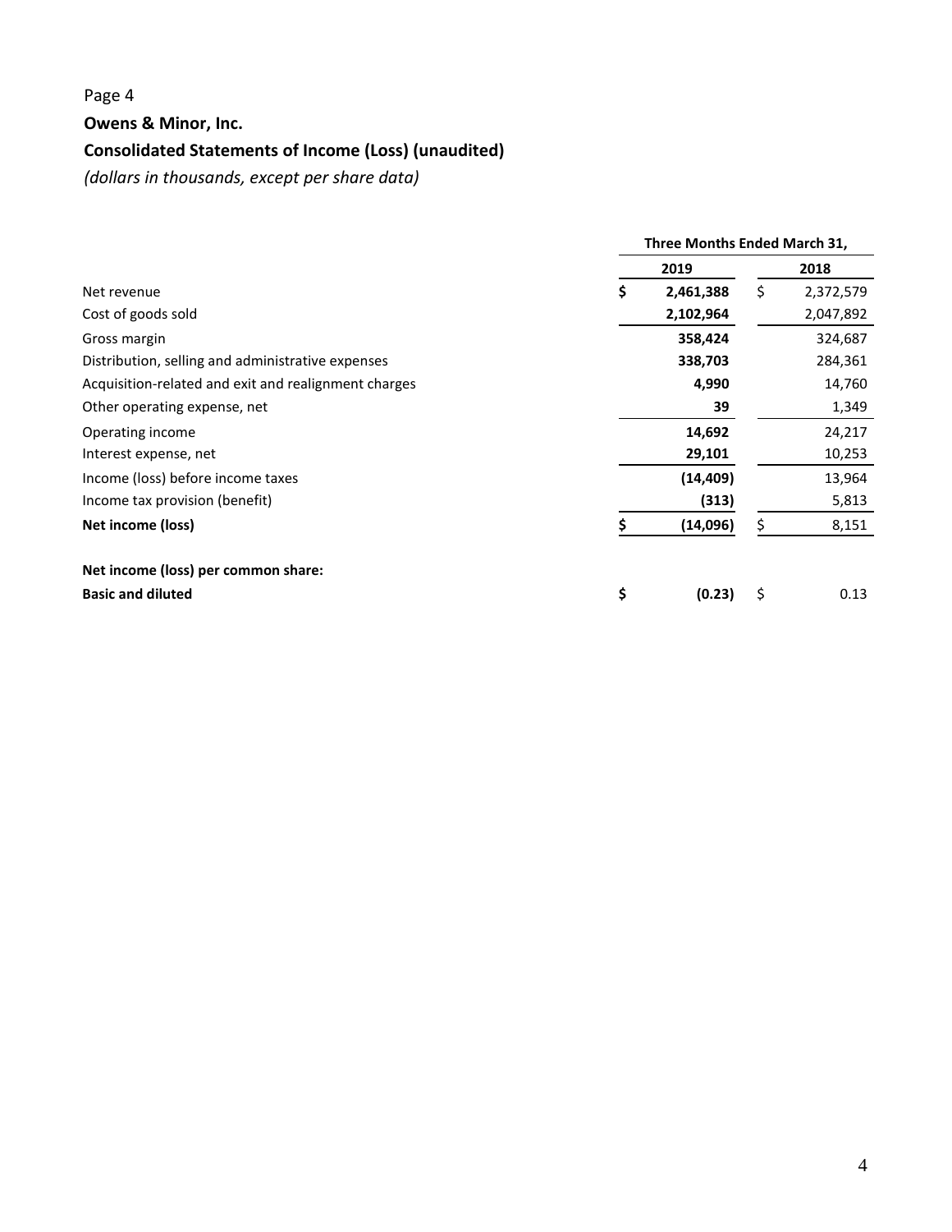Page 4

**Owens & Minor, Inc.**

**Consolidated Statements of Income (Loss) (unaudited)**

*(dollars in thousands, except per share data)*

| | Three Months Ended March 31, | |
|---|---|---|
| | **2019** | **2018** |
| Net revenue | **$ 2,461,388** | $ 2,372,579 |
| Cost of goods sold | **2,102,964** | 2,047,892 |
| Gross margin | **358,424** | 324,687 |
| Distribution, selling and administrative expenses | **338,703** | 284,361 |
| Acquisition-related and exit and realignment charges | **4,990** | 14,760 |
| Other operating expense, net | **39** | 1,349 |
| Operating income | **14,692** | 24,217 |
| Interest expense, net | **29,101** | 10,253 |
| Income (loss) before income taxes | **(14,409)** | 13,964 |
| Income tax provision (benefit) | **(313)** | 5,813 |
| **Net income (loss)** | **$ (14,096)** | $ 8,151 |
| | | |
| **Net income (loss) per common share:** | | |
| **Basic and diluted** | **$ (0.23)** | $ 0.13 |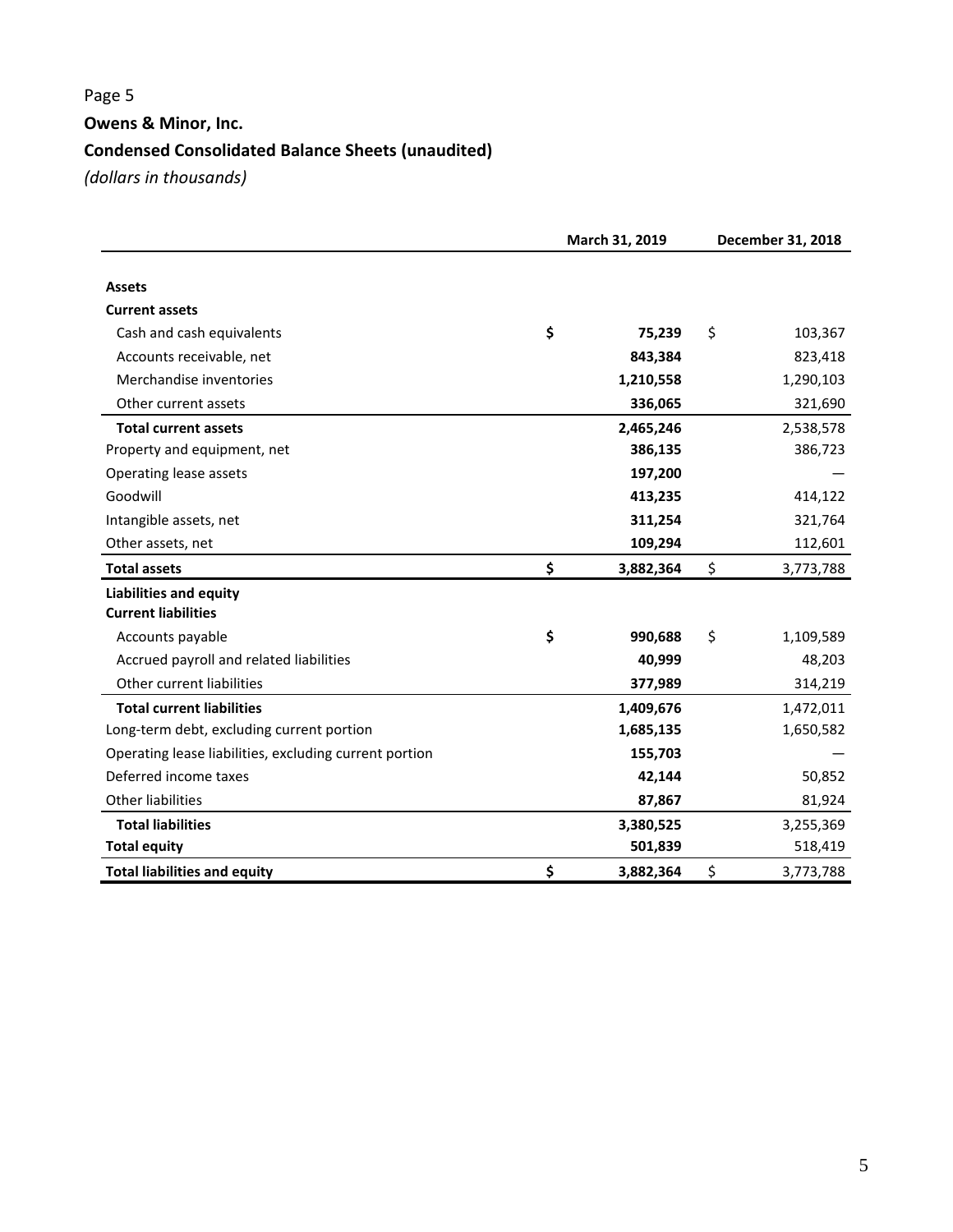Page 5

**Owens & Minor, Inc.**

**Condensed Consolidated Balance Sheets (unaudited)**

*(dollars in thousands)*

| | March 31, 2019 | December 31, 2018 |
|---|---|---|
| **Assets** | | |
| **Current assets** | | |
| Cash and cash equivalents | $ 75,239 | $ 103,367 |
| Accounts receivable, net | 843,384 | 823,418 |
| Merchandise inventories | 1,210,558 | 1,290,103 |
| Other current assets | 336,065 | 321,690 |
| **Total current assets** | 2,465,246 | 2,538,578 |
| Property and equipment, net | 386,135 | 386,723 |
| Operating lease assets | 197,200 | — |
| Goodwill | 413,235 | 414,122 |
| Intangible assets, net | 311,254 | 321,764 |
| Other assets, net | 109,294 | 112,601 |
| **Total assets** | $ 3,882,364 | $ 3,773,788 |
| **Liabilities and equity** | | |
| **Current liabilities** | | |
| Accounts payable | $ 990,688 | $ 1,109,589 |
| Accrued payroll and related liabilities | 40,999 | 48,203 |
| Other current liabilities | 377,989 | 314,219 |
| **Total current liabilities** | 1,409,676 | 1,472,011 |
| Long-term debt, excluding current portion | 1,685,135 | 1,650,582 |
| Operating lease liabilities, excluding current portion | 155,703 | — |
| Deferred income taxes | 42,144 | 50,852 |
| Other liabilities | 87,867 | 81,924 |
| **Total liabilities** | 3,380,525 | 3,255,369 |
| **Total equity** | 501,839 | 518,419 |
| **Total liabilities and equity** | $ 3,882,364 | $ 3,773,788 |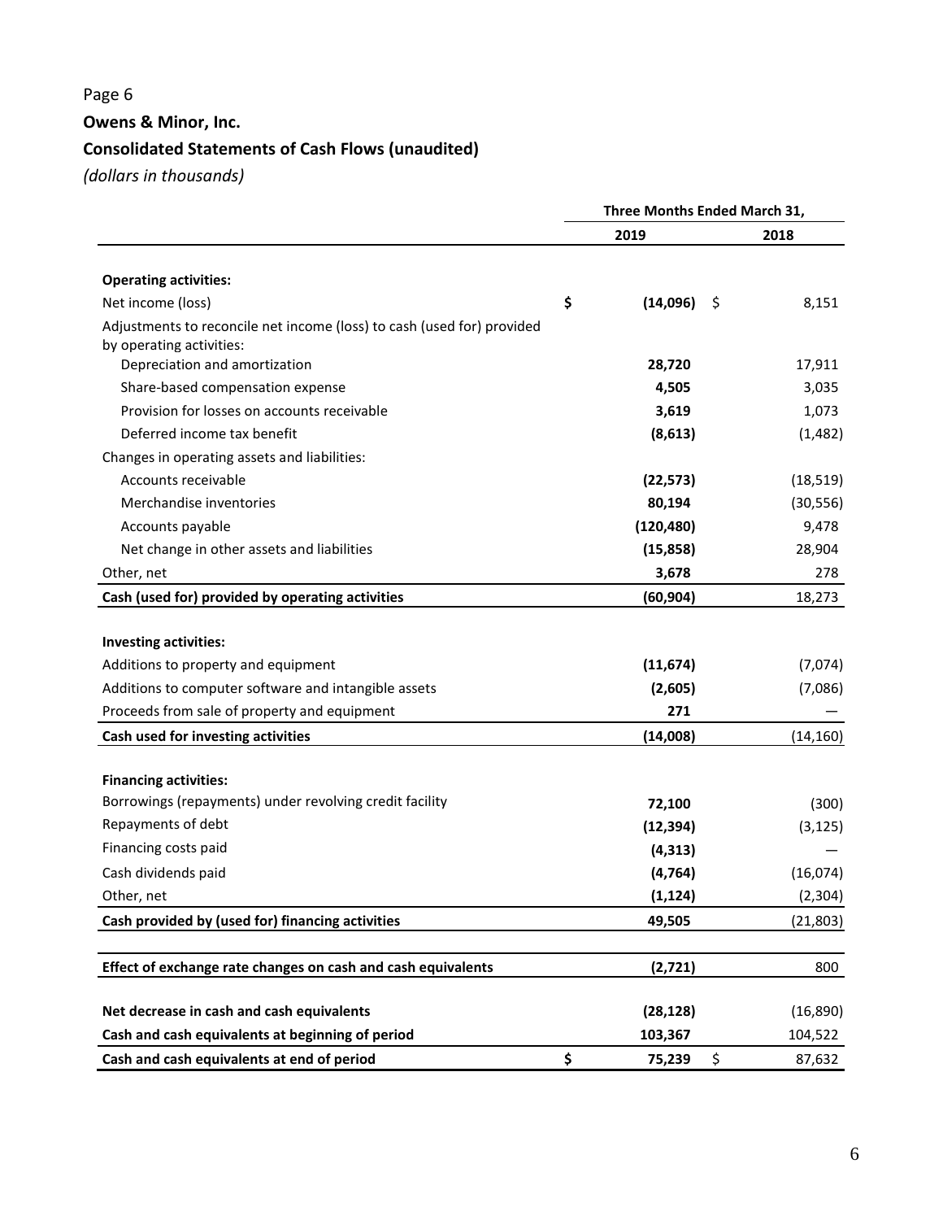Page 6

**Owens & Minor, Inc.**

**Consolidated Statements of Cash Flows (unaudited)**

*(dollars in thousands)*

| | Three Months Ended March 31, | |
|---|---|---|
| | **2019** | **2018** |
| **Operating activities:** | | |
| Net income (loss) | **$ (14,096)** | $ 8,151 |
| Adjustments to reconcile net income (loss) to cash (used for) provided by operating activities: | | |
| Depreciation and amortization | **28,720** | 17,911 |
| Share-based compensation expense | **4,505** | 3,035 |
| Provision for losses on accounts receivable | **3,619** | 1,073 |
| Deferred income tax benefit | **(8,613)** | (1,482) |
| Changes in operating assets and liabilities: | | |
| Accounts receivable | **(22,573)** | (18,519) |
| Merchandise inventories | **80,194** | (30,556) |
| Accounts payable | **(120,480)** | 9,478 |
| Net change in other assets and liabilities | **(15,858)** | 28,904 |
| Other, net | **3,678** | 278 |
| **Cash (used for) provided by operating activities** | **(60,904)** | 18,273 |
| **Investing activities:** | | |
| Additions to property and equipment | **(11,674)** | (7,074) |
| Additions to computer software and intangible assets | **(2,605)** | (7,086) |
| Proceeds from sale of property and equipment | **271** | — |
| **Cash used for investing activities** | **(14,008)** | (14,160) |
| **Financing activities:** | | |
| Borrowings (repayments) under revolving credit facility | **72,100** | (300) |
| Repayments of debt | **(12,394)** | (3,125) |
| Financing costs paid | **(4,313)** | — |
| Cash dividends paid | **(4,764)** | (16,074) |
| Other, net | **(1,124)** | (2,304) |
| **Cash provided by (used for) financing activities** | **49,505** | (21,803) |
| **Effect of exchange rate changes on cash and cash equivalents** | **(2,721)** | 800 |
| **Net decrease in cash and cash equivalents** | **(28,128)** | (16,890) |
| **Cash and cash equivalents at beginning of period** | **103,367** | 104,522 |
| **Cash and cash equivalents at end of period** | **$ 75,239** | $ 87,632 |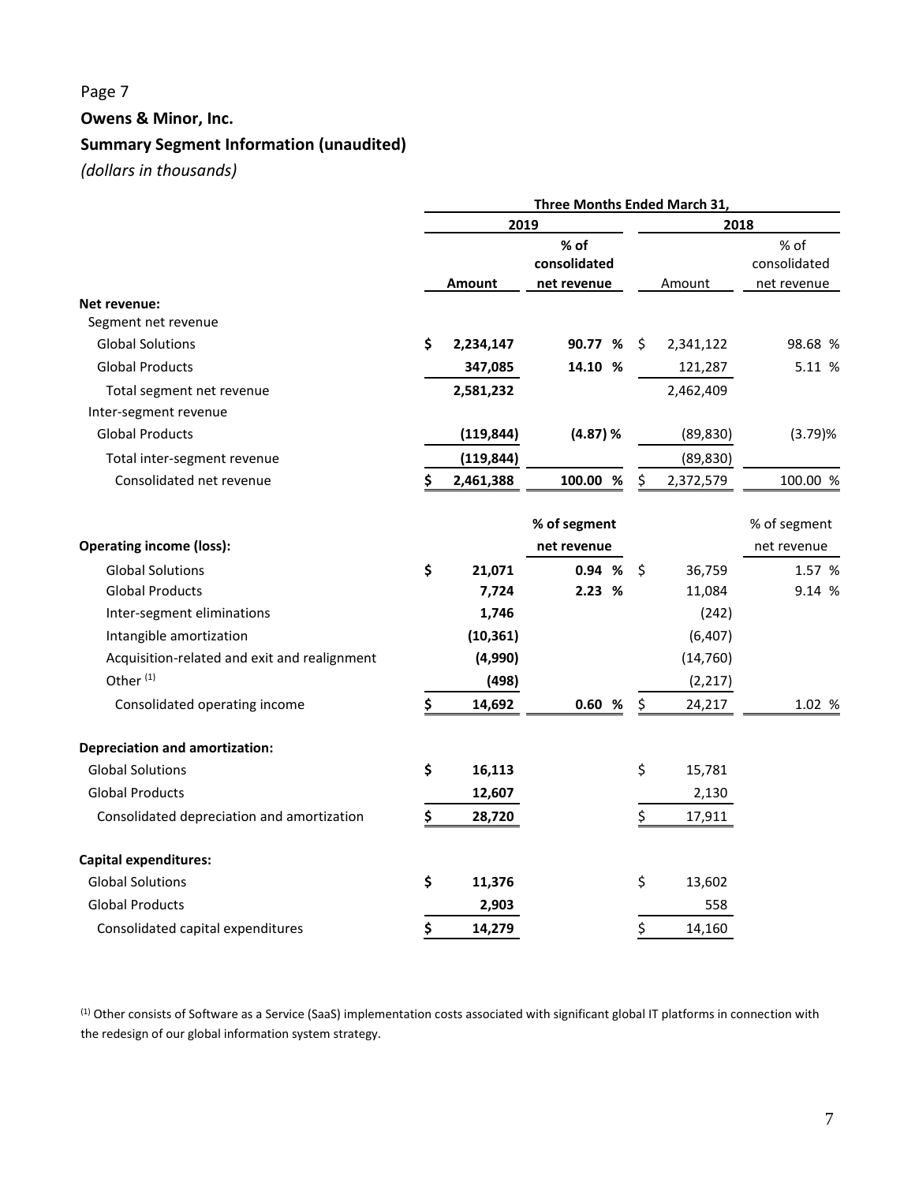Page 7

**Owens & Minor, Inc.**

**Summary Segment Information (unaudited)**

*(dollars in thousands)*

| | Three Months Ended March 31, | | | |
|---|---|---|---|---|
| | 2019 | | 2018 | |
| | Amount | % of consolidated net revenue | Amount | % of consolidated net revenue |
| **Net revenue:** | | | | |
| Segment net revenue | | | | |
| Global Solutions | $ 2,234,147 | 90.77 % | $ 2,341,122 | 98.68 % |
| Global Products | 347,085 | 14.10 % | 121,287 | 5.11 % |
| Total segment net revenue | 2,581,232 | | 2,462,409 | |
| Inter-segment revenue | | | | |
| Global Products | (119,844) | (4.87) % | (89,830) | (3.79)% |
| Total inter-segment revenue | (119,844) | | (89,830) | |
| Consolidated net revenue | $ 2,461,388 | 100.00 % | $ 2,372,579 | 100.00 % |
| | | % of segment net revenue | | % of segment net revenue |
| **Operating income (loss):** | | | | |
| Global Solutions | $ 21,071 | 0.94 % | $ 36,759 | 1.57 % |
| Global Products | 7,724 | 2.23 % | 11,084 | 9.14 % |
| Inter-segment eliminations | 1,746 | | (242) | |
| Intangible amortization | (10,361) | | (6,407) | |
| Acquisition-related and exit and realignment | (4,990) | | (14,760) | |
| Other [(1)] | (498) | | (2,217) | |
| Consolidated operating income | $ 14,692 | 0.60 % | $ 24,217 | 1.02 % |
| **Depreciation and amortization:** | | | | |
| Global Solutions | $ 16,113 | | $ 15,781 | |
| Global Products | 12,607 | | 2,130 | |
| Consolidated depreciation and amortization | $ 28,720 | | $ 17,911 | |
| **Capital expenditures:** | | | | |
| Global Solutions | $ 11,376 | | $ 13,602 | |
| Global Products | 2,903 | | 558 | |
| Consolidated capital expenditures | $ 14,279 | | $ 14,160 | |

[(1)] Other consists of Software as a Service (SaaS) implementation costs associated with significant global IT platforms in connection with the redesign of our global information system strategy.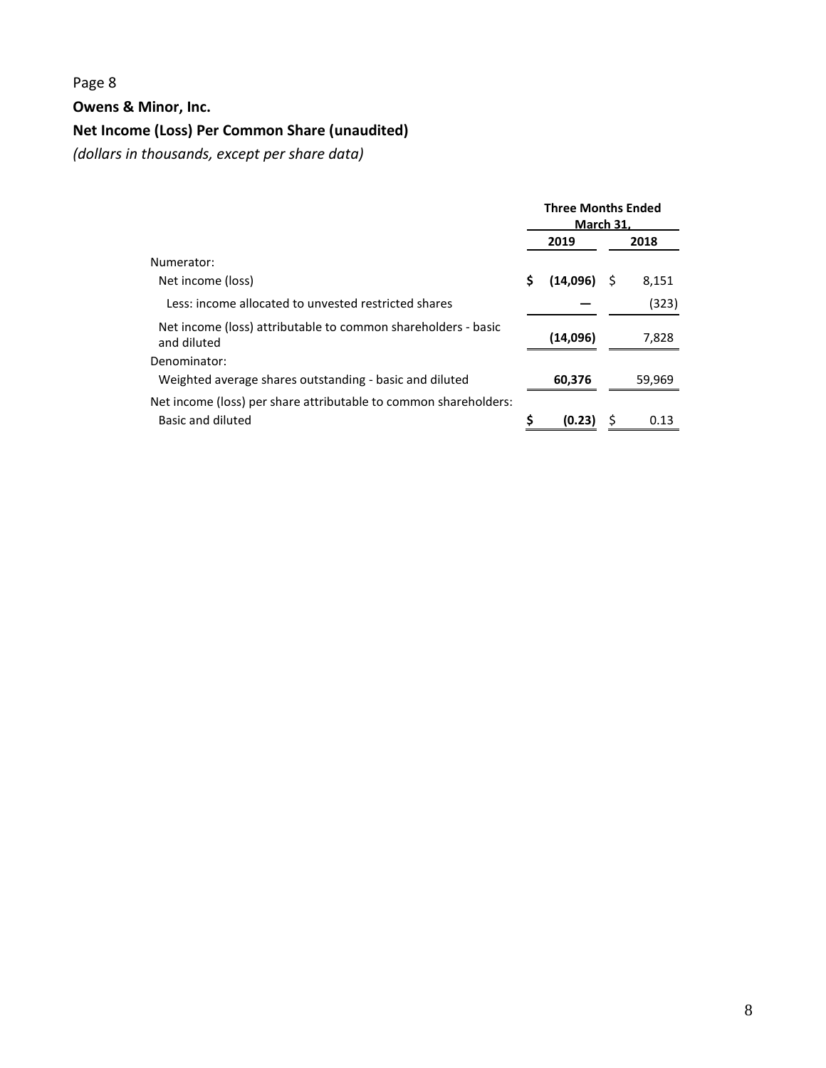Page 8

**Owens & Minor, Inc.**

**Net Income (Loss) Per Common Share (unaudited)**

*(dollars in thousands, except per share data)*

| | Three Months Ended March 31, | |
|---|---|---|
| | **2019** | **2018** |
| Numerator: | | |
| Net income (loss) | **$ (14,096)** | $ 8,151 |
| Less: income allocated to unvested restricted shares | **—** | (323) |
| Net income (loss) attributable to common shareholders - basic and diluted | **(14,096)** | 7,828 |
| Denominator: | | |
| Weighted average shares outstanding - basic and diluted | **60,376** | 59,969 |
| Net income (loss) per share attributable to common shareholders: | | |
| Basic and diluted | **$ (0.23)** | $ 0.13 |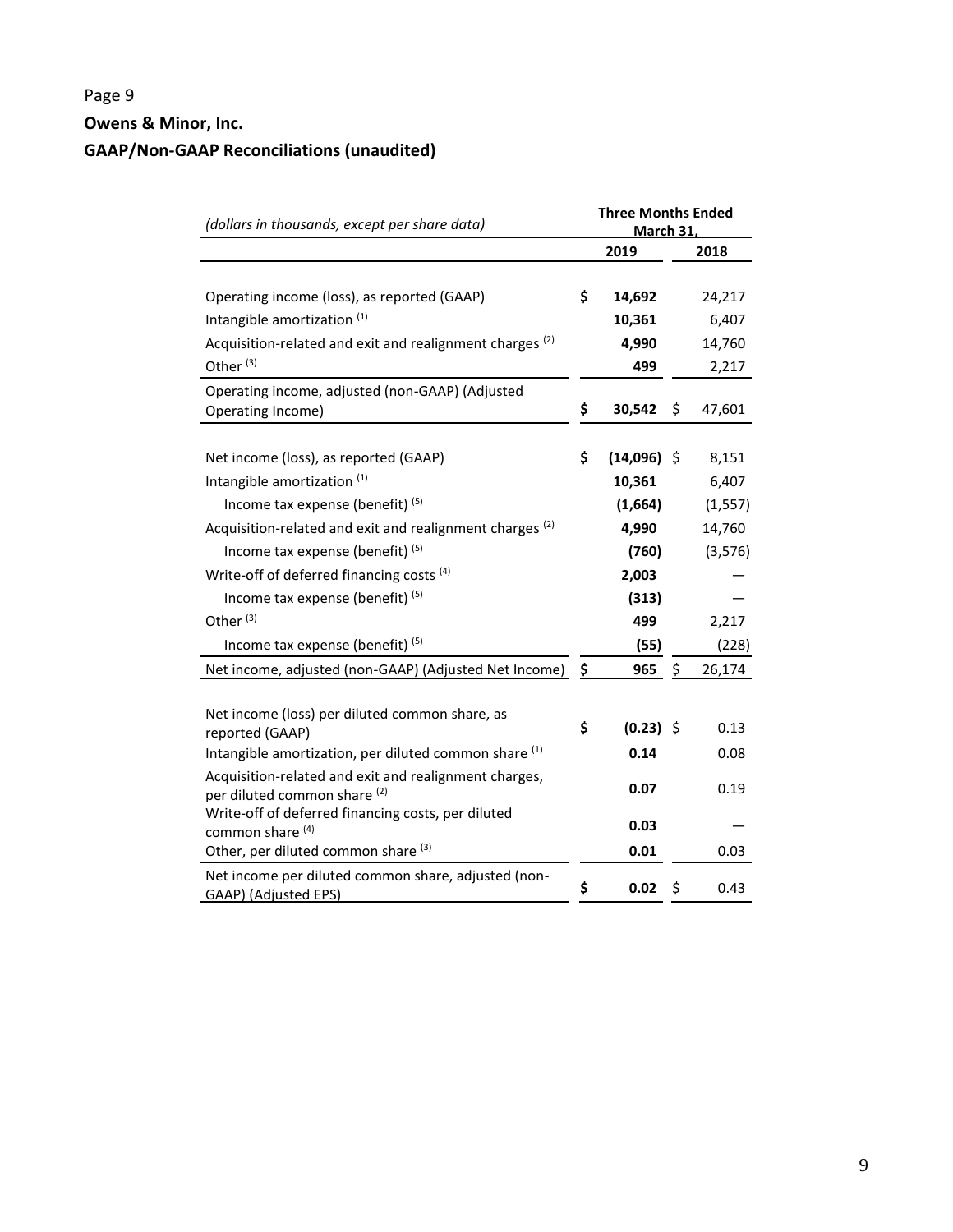Page 9

**Owens & Minor, Inc.**

**GAAP/Non-GAAP Reconciliations (unaudited)**

| *(dollars in thousands, except per share data)* | Three Months Ended March 31, | |
|---|---|---|
| | **2019** | **2018** |
| Operating income (loss), as reported (GAAP) | **$ 14,692** | 24,217 |
| Intangible amortization [1] | **10,361** | 6,407 |
| Acquisition-related and exit and realignment charges [2] | **4,990** | 14,760 |
| Other [3] | **499** | 2,217 |
| Operating income, adjusted (non-GAAP) (Adjusted Operating Income) | **$ 30,542** | $ 47,601 |
| | | |
| Net income (loss), as reported (GAAP) | **$ (14,096)** | $ 8,151 |
| Intangible amortization [1] | **10,361** | 6,407 |
| Income tax expense (benefit) [5] | **(1,664)** | (1,557) |
| Acquisition-related and exit and realignment charges [2] | **4,990** | 14,760 |
| Income tax expense (benefit) [5] | **(760)** | (3,576) |
| Write-off of deferred financing costs [4] | **2,003** | — |
| Income tax expense (benefit) [5] | **(313)** | — |
| Other [3] | **499** | 2,217 |
| Income tax expense (benefit) [5] | **(55)** | (228) |
| Net income, adjusted (non-GAAP) (Adjusted Net Income) | **$ 965** | $ 26,174 |
| | | |
| Net income (loss) per diluted common share, as reported (GAAP) | **$ (0.23)** | $ 0.13 |
| Intangible amortization, per diluted common share [1] | **0.14** | 0.08 |
| Acquisition-related and exit and realignment charges, per diluted common share [2] | **0.07** | 0.19 |
| Write-off of deferred financing costs, per diluted common share [4] | **0.03** | — |
| Other, per diluted common share [3] | **0.01** | 0.03 |
| Net income per diluted common share, adjusted (non-GAAP) (Adjusted EPS) | **$ 0.02** | $ 0.43 |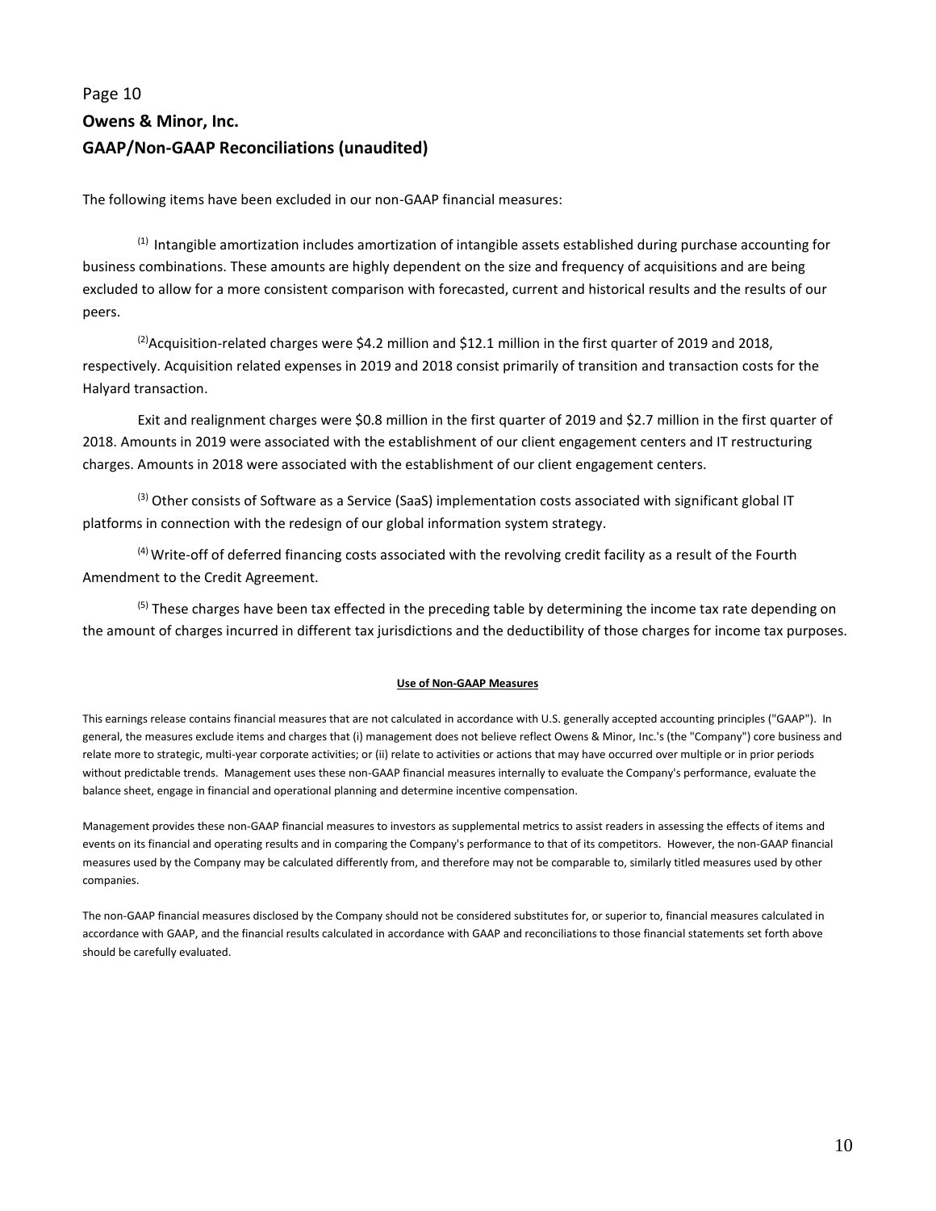Page 10

**Owens & Minor, Inc.**

**GAAP/Non-GAAP Reconciliations (unaudited)**

The following items have been excluded in our non-GAAP financial measures:

[1] Intangible amortization includes amortization of intangible assets established during purchase accounting for business combinations. These amounts are highly dependent on the size and frequency of acquisitions and are being excluded to allow for a more consistent comparison with forecasted, current and historical results and the results of our peers.

[2] Acquisition-related charges were $4.2 million and $12.1 million in the first quarter of 2019 and 2018, respectively. Acquisition related expenses in 2019 and 2018 consist primarily of transition and transaction costs for the Halyard transaction.

Exit and realignment charges were $0.8 million in the first quarter of 2019 and $2.7 million in the first quarter of 2018. Amounts in 2019 were associated with the establishment of our client engagement centers and IT restructuring charges. Amounts in 2018 were associated with the establishment of our client engagement centers.

[3] Other consists of Software as a Service (SaaS) implementation costs associated with significant global IT platforms in connection with the redesign of our global information system strategy.

[4] Write-off of deferred financing costs associated with the revolving credit facility as a result of the Fourth Amendment to the Credit Agreement.

[5] These charges have been tax effected in the preceding table by determining the income tax rate depending on the amount of charges incurred in different tax jurisdictions and the deductibility of those charges for income tax purposes.

**Use of Non-GAAP Measures**

This earnings release contains financial measures that are not calculated in accordance with U.S. generally accepted accounting principles ("GAAP"). In general, the measures exclude items and charges that (i) management does not believe reflect Owens & Minor, Inc.'s (the "Company") core business and relate more to strategic, multi-year corporate activities; or (ii) relate to activities or actions that may have occurred over multiple or in prior periods without predictable trends. Management uses these non-GAAP financial measures internally to evaluate the Company's performance, evaluate the balance sheet, engage in financial and operational planning and determine incentive compensation.

Management provides these non-GAAP financial measures to investors as supplemental metrics to assist readers in assessing the effects of items and events on its financial and operating results and in comparing the Company's performance to that of its competitors. However, the non-GAAP financial measures used by the Company may be calculated differently from, and therefore may not be comparable to, similarly titled measures used by other companies.

The non-GAAP financial measures disclosed by the Company should not be considered substitutes for, or superior to, financial measures calculated in accordance with GAAP, and the financial results calculated in accordance with GAAP and reconciliations to those financial statements set forth above should be carefully evaluated.